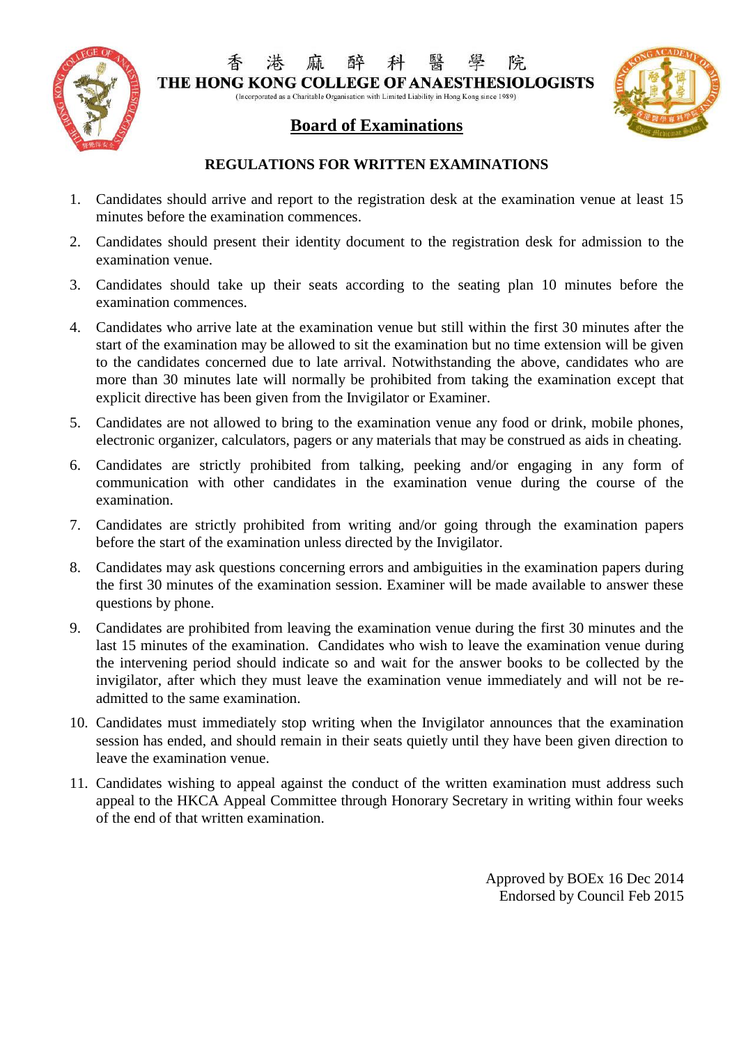香 港 麻 醉 科 醫 學 院

# THE HONG KONG COLLEGE OF ANAESTHESIOLOGISTS

(Incorporated as a Charitable Organisation with Limited Liability in Hong Kong since 1989)

## Board of Examinations

### REGULATIONS FOR WRITTEN EXAMINATIONS

1. Candidates should arrive and report to the registration desk at the examination venue at least 15 minutes before the examination commences.
2. Candidates should present their identity document to the registration desk for admission to the examination venue.
3. Candidates should take up their seats according to the seating plan 10 minutes before the examination commences.
4. Candidates who arrive late at the examination venue but still within the first 30 minutes after the start of the examination may be allowed to sit the examination but no time extension will be given to the candidates concerned due to late arrival. Notwithstanding the above, candidates who are more than 30 minutes late will normally be prohibited from taking the examination except that explicit directive has been given from the Invigilator or Examiner.
5. Candidates are not allowed to bring to the examination venue any food or drink, mobile phones, electronic organizer, calculators, pagers or any materials that may be construed as aids in cheating.
6. Candidates are strictly prohibited from talking, peeking and/or engaging in any form of communication with other candidates in the examination venue during the course of the examination.
7. Candidates are strictly prohibited from writing and/or going through the examination papers before the start of the examination unless directed by the Invigilator.
8. Candidates may ask questions concerning errors and ambiguities in the examination papers during the first 30 minutes of the examination session. Examiner will be made available to answer these questions by phone.
9. Candidates are prohibited from leaving the examination venue during the first 30 minutes and the last 15 minutes of the examination. Candidates who wish to leave the examination venue during the intervening period should indicate so and wait for the answer books to be collected by the invigilator, after which they must leave the examination venue immediately and will not be re-admitted to the same examination.
10. Candidates must immediately stop writing when the Invigilator announces that the examination session has ended, and should remain in their seats quietly until they have been given direction to leave the examination venue.
11. Candidates wishing to appeal against the conduct of the written examination must address such appeal to the HKCA Appeal Committee through Honorary Secretary in writing within four weeks of the end of that written examination.

Approved by BOEx 16 Dec 2014
Endorsed by Council Feb 2015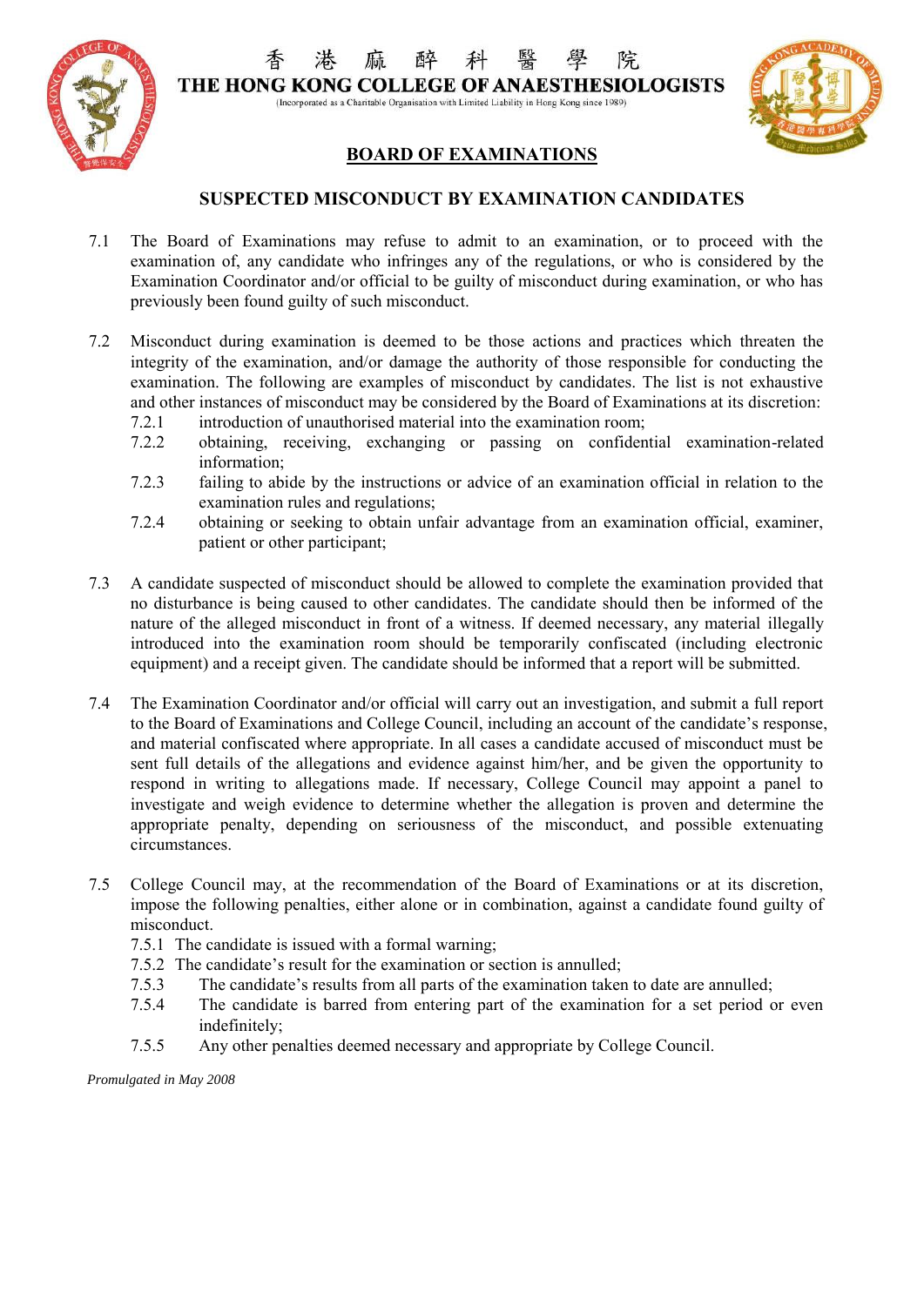香　港　麻　醉　科　醫　學　院

# THE HONG KONG COLLEGE OF ANAESTHESIOLOGISTS

(Incorporated as a Charitable Organisation with Limited Liability in Hong Kong since 1989)

## BOARD OF EXAMINATIONS

### SUSPECTED MISCONDUCT BY EXAMINATION CANDIDATES

7.1 The Board of Examinations may refuse to admit to an examination, or to proceed with the examination of, any candidate who infringes any of the regulations, or who is considered by the Examination Coordinator and/or official to be guilty of misconduct during examination, or who has previously been found guilty of such misconduct.

7.2 Misconduct during examination is deemed to be those actions and practices which threaten the integrity of the examination, and/or damage the authority of those responsible for conducting the examination. The following are examples of misconduct by candidates. The list is not exhaustive and other instances of misconduct may be considered by the Board of Examinations at its discretion:

- 7.2.1 introduction of unauthorised material into the examination room;
- 7.2.2 obtaining, receiving, exchanging or passing on confidential examination-related information;
- 7.2.3 failing to abide by the instructions or advice of an examination official in relation to the examination rules and regulations;
- 7.2.4 obtaining or seeking to obtain unfair advantage from an examination official, examiner, patient or other participant;

7.3 A candidate suspected of misconduct should be allowed to complete the examination provided that no disturbance is being caused to other candidates. The candidate should then be informed of the nature of the alleged misconduct in front of a witness. If deemed necessary, any material illegally introduced into the examination room should be temporarily confiscated (including electronic equipment) and a receipt given. The candidate should be informed that a report will be submitted.

7.4 The Examination Coordinator and/or official will carry out an investigation, and submit a full report to the Board of Examinations and College Council, including an account of the candidate's response, and material confiscated where appropriate. In all cases a candidate accused of misconduct must be sent full details of the allegations and evidence against him/her, and be given the opportunity to respond in writing to allegations made. If necessary, College Council may appoint a panel to investigate and weigh evidence to determine whether the allegation is proven and determine the appropriate penalty, depending on seriousness of the misconduct, and possible extenuating circumstances.

7.5 College Council may, at the recommendation of the Board of Examinations or at its discretion, impose the following penalties, either alone or in combination, against a candidate found guilty of misconduct.

- 7.5.1 The candidate is issued with a formal warning;
- 7.5.2 The candidate's result for the examination or section is annulled;
- 7.5.3 The candidate's results from all parts of the examination taken to date are annulled;
- 7.5.4 The candidate is barred from entering part of the examination for a set period or even indefinitely;
- 7.5.5 Any other penalties deemed necessary and appropriate by College Council.

*Promulgated in May 2008*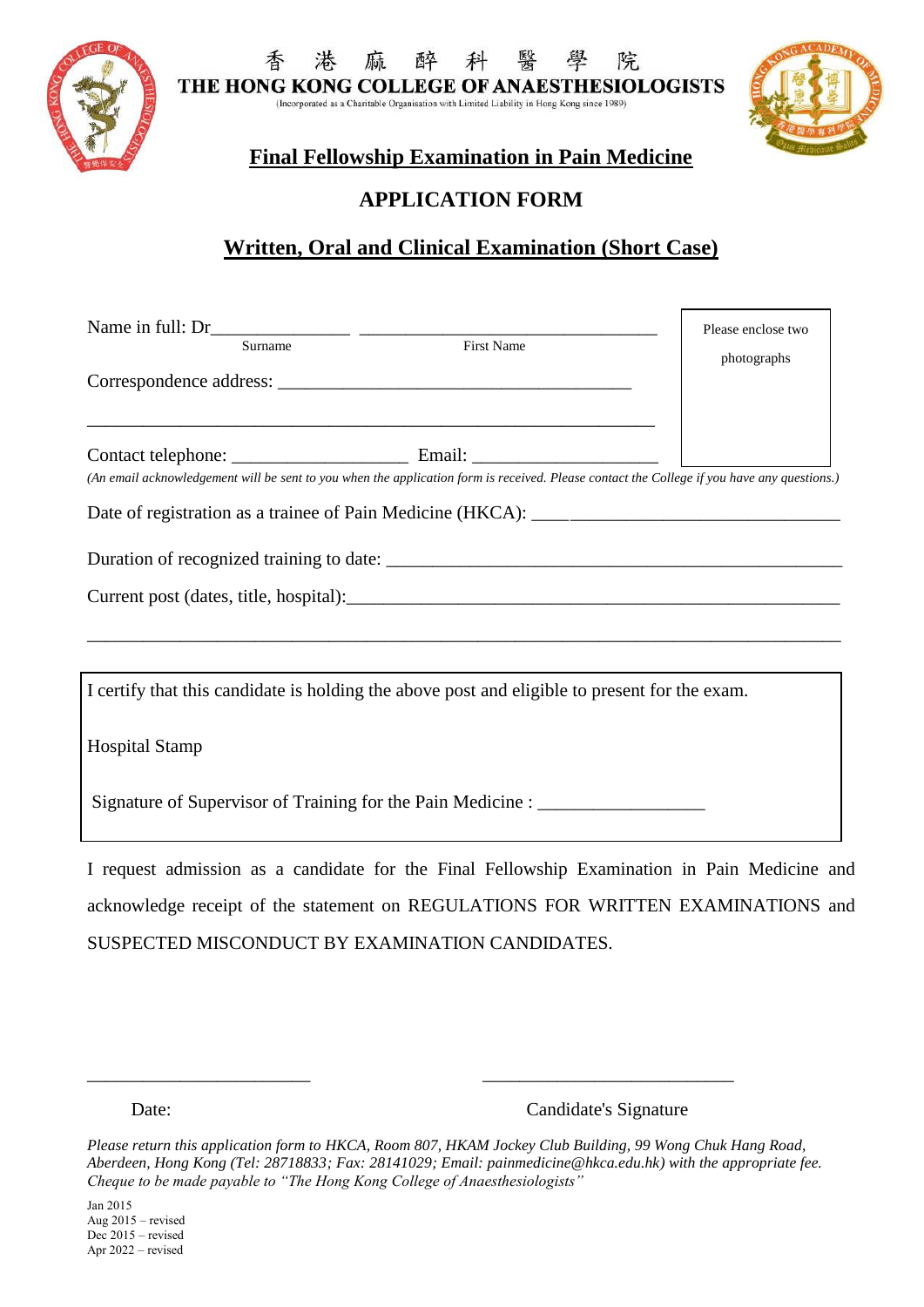香 港 麻 醉 科 醫 學 院

**THE HONG KONG COLLEGE OF ANAESTHESIOLOGISTS**

(Incorporated as a Charitable Organisation with Limited Liability in Hong Kong since 1989)

# Final Fellowship Examination in Pain Medicine

## APPLICATION FORM

## Written, Oral and Clinical Examination (Short Case)

Name in full: Dr_______________ _______________________________
Surname First Name

Correspondence address: ______________________________________

____________________________________________________________

Contact telephone: __________________ Email: ___________________

Please enclose two photographs

*(An email acknowledgement will be sent to you when the application form is received. Please contact the College if you have any questions.)*

Date of registration as a trainee of Pain Medicine (HKCA): ______________________________

Duration of recognized training to date: ________________________________________________

Current post (dates, title, hospital):____________________________________________________

_______________________________________________________________________________

I certify that this candidate is holding the above post and eligible to present for the exam.

Hospital Stamp

Signature of Supervisor of Training for the Pain Medicine : _________________

I request admission as a candidate for the Final Fellowship Examination in Pain Medicine and acknowledge receipt of the statement on REGULATIONS FOR WRITTEN EXAMINATIONS and SUSPECTED MISCONDUCT BY EXAMINATION CANDIDATES.

________________________ ___________________________

Date: Candidate's Signature

*Please return this application form to HKCA, Room 807, HKAM Jockey Club Building, 99 Wong Chuk Hang Road, Aberdeen, Hong Kong (Tel: 28718833; Fax: 28141029; Email: painmedicine@hkca.edu.hk) with the appropriate fee. Cheque to be made payable to "The Hong Kong College of Anaesthesiologists"*

Jan 2015
Aug 2015 – revised
Dec 2015 – revised
Apr 2022 – revised